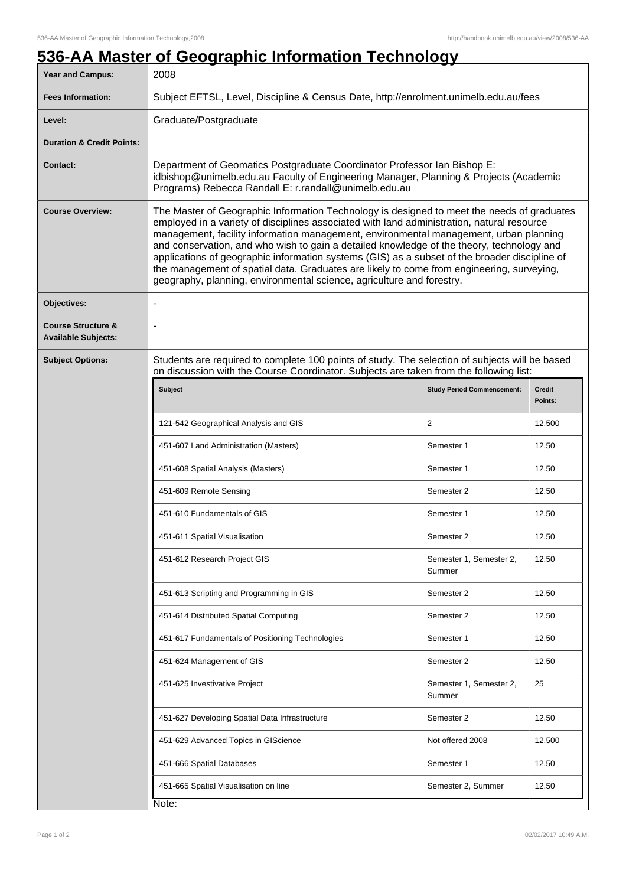# 536-AA Master of Geographic Information Technology

| | |
|---|---|
| **Year and Campus:** | 2008 |
| **Fees Information:** | Subject EFTSL, Level, Discipline & Census Date, http://enrolment.unimelb.edu.au/fees |
| **Level:** | Graduate/Postgraduate |
| **Duration & Credit Points:** | |
| **Contact:** | Department of Geomatics Postgraduate Coordinator Professor Ian Bishop E: idbishop@unimelb.edu.au Faculty of Engineering Manager, Planning & Projects (Academic Programs) Rebecca Randall E: r.randall@unimelb.edu.au |
| **Course Overview:** | The Master of Geographic Information Technology is designed to meet the needs of graduates employed in a variety of disciplines associated with land administration, natural resource management, facility information management, environmental management, urban planning and conservation, and who wish to gain a detailed knowledge of the theory, technology and applications of geographic information systems (GIS) as a subset of the broader discipline of the management of spatial data. Graduates are likely to come from engineering, surveying, geography, planning, environmental science, agriculture and forestry. |
| **Objectives:** | - |
| **Course Structure & Available Subjects:** | - |
| **Subject Options:** | Students are required to complete 100 points of study. The selection of subjects will be based on discussion with the Course Coordinator. Subjects are taken from the following list: |

| Subject | Study Period Commencement: | Credit Points: |
|---|---|---|
| 121-542 Geographical Analysis and GIS | 2 | 12.500 |
| 451-607 Land Administration (Masters) | Semester 1 | 12.50 |
| 451-608 Spatial Analysis (Masters) | Semester 1 | 12.50 |
| 451-609 Remote Sensing | Semester 2 | 12.50 |
| 451-610 Fundamentals of GIS | Semester 1 | 12.50 |
| 451-611 Spatial Visualisation | Semester 2 | 12.50 |
| 451-612 Research Project GIS | Semester 1, Semester 2, Summer | 12.50 |
| 451-613 Scripting and Programming in GIS | Semester 2 | 12.50 |
| 451-614 Distributed Spatial Computing | Semester 2 | 12.50 |
| 451-617 Fundamentals of Positioning Technologies | Semester 1 | 12.50 |
| 451-624 Management of GIS | Semester 2 | 12.50 |
| 451-625 Investivative Project | Semester 1, Semester 2, Summer | 25 |
| 451-627 Developing Spatial Data Infrastructure | Semester 2 | 12.50 |
| 451-629 Advanced Topics in GIScience | Not offered 2008 | 12.500 |
| 451-666 Spatial Databases | Semester 1 | 12.50 |
| 451-665 Spatial Visualisation on line | Semester 2, Summer | 12.50 |

Note: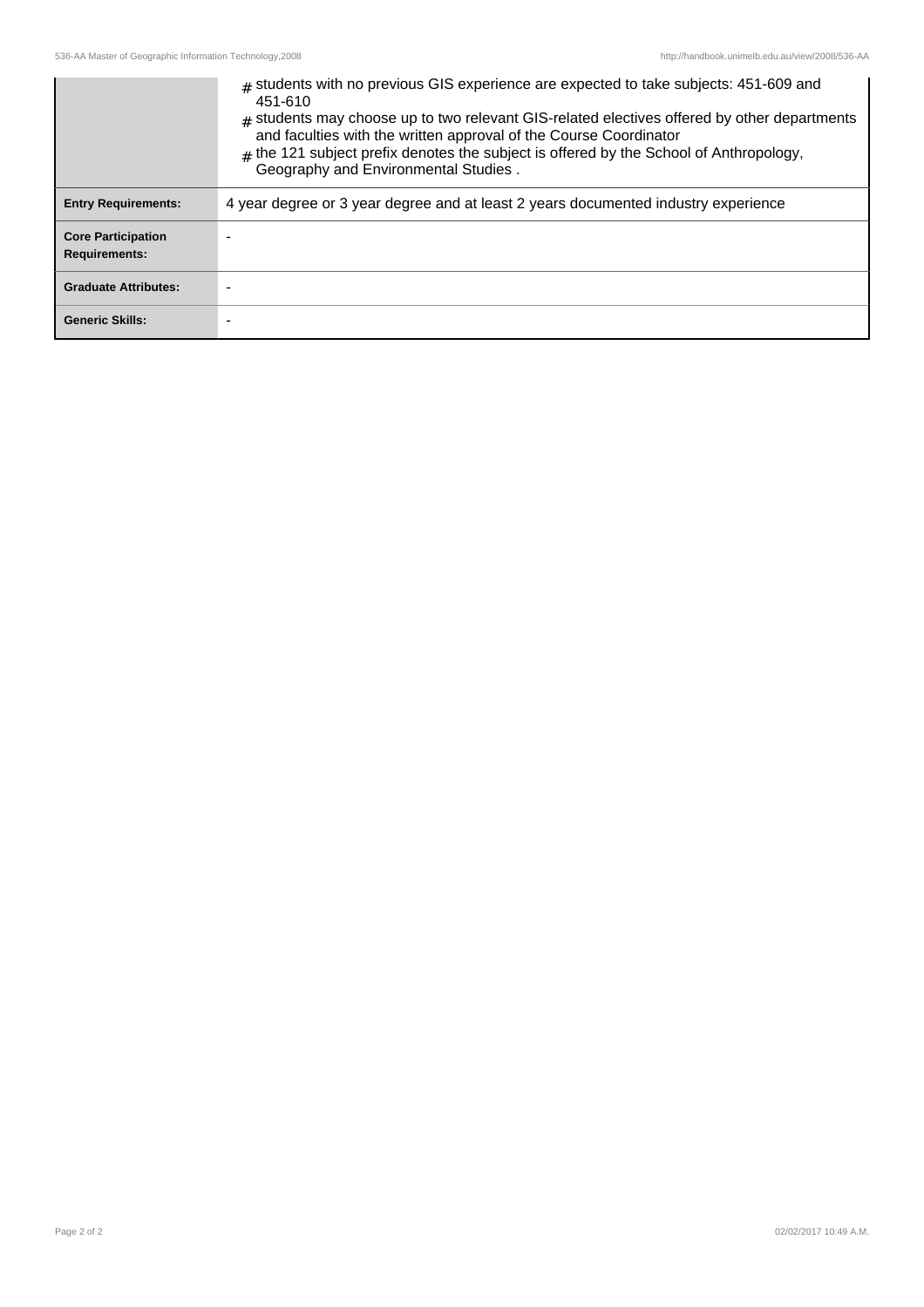| | |
|---|---|
| | # students with no previous GIS experience are expected to take subjects: 451-609 and 451-610<br># students may choose up to two relevant GIS-related electives offered by other departments and faculties with the written approval of the Course Coordinator<br># the 121 subject prefix denotes the subject is offered by the School of Anthropology, Geography and Environmental Studies . |
| **Entry Requirements:** | 4 year degree or 3 year degree and at least 2 years documented industry experience |
| **Core Participation Requirements:** | - |
| **Graduate Attributes:** | - |
| **Generic Skills:** | - |